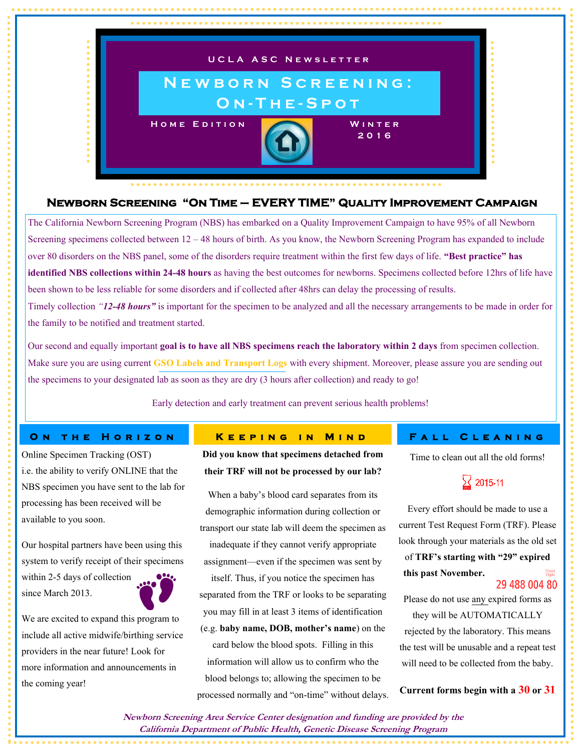UCLA ASC Newsletter

# Newborn Screening: On-The-Spot

Home Edition

Winter 2016

## Newborn Screening "On Time – EVERY TIME" Quality Improvement Campaign

The California Newborn Screening Program (NBS) has embarked on a Quality Improvement Campaign to have 95% of all Newborn Screening specimens collected between 12 – 48 hours of birth. As you know, the Newborn Screening Program has expanded to include over 80 disorders on the NBS panel, some of the disorders require treatment within the first few days of life. **"Best practice" has identified NBS collections within 24-48 hours** as having the best outcomes for newborns. Specimens collected before 12hrs of life have been shown to be less reliable for some disorders and if collected after 48hrs can delay the processing of results.

Timely collection ***"12-48 hours"*** is important for the specimen to be analyzed and all the necessary arrangements to be made in order for the family to be notified and treatment started.

Our second and equally important **goal is to have all NBS specimens reach the laboratory within 2 days** from specimen collection. Make sure you are using current **GSO Labels and Transport Logs** with every shipment. Moreover, please assure you are sending out the specimens to your designated lab as soon as they are dry (3 hours after collection) and ready to go!

Early detection and early treatment can prevent serious health problems!

## On the Horizon

Online Specimen Tracking (OST)
i.e. the ability to verify ONLINE that the NBS specimen you have sent to the lab for processing has been received will be available to you soon.

Our hospital partners have been using this system to verify receipt of their specimens within 2-5 days of collection since March 2013.

We are excited to expand this program to include all active midwife/birthing service providers in the near future! Look for more information and announcements in the coming year!

## Keeping in Mind

**Did you know that specimens detached from their TRF will not be processed by our lab?**

When a baby's blood card separates from its demographic information during collection or transport our state lab will deem the specimen as inadequate if they cannot verify appropriate assignment—even if the specimen was sent by itself. Thus, if you notice the specimen has separated from the TRF or looks to be separating you may fill in at least 3 items of identification (e.g. **baby name, DOB, mother's name**) on the card below the blood spots. Filling in this information will allow us to confirm who the blood belongs to; allowing the specimen to be processed normally and "on-time" without delays.

## Fall Cleaning

Time to clean out all the old forms!

2015-11

Every effort should be made to use a current Test Request Form (TRF). Please look through your materials as the old set of **TRF's starting with "29" expired this past November.**

Check Digits

29 488 004 80

Please do not use any expired forms as they will be AUTOMATICALLY rejected by the laboratory. This means the test will be unusable and a repeat test will need to be collected from the baby.

**Current forms begin with a 30 or 31**

*Newborn Screening Area Service Center designation and funding are provided by the California Department of Public Health, Genetic Disease Screening Program*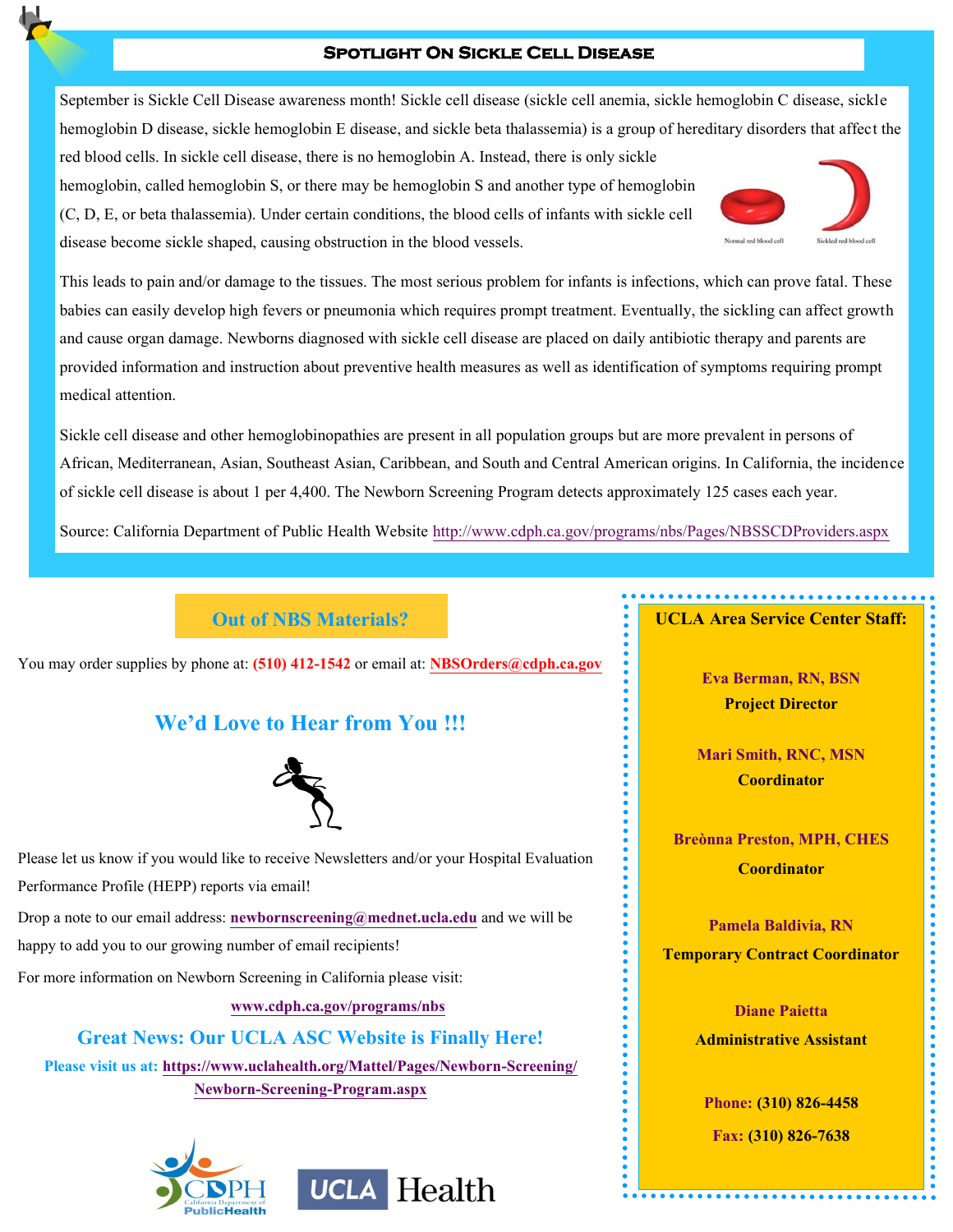## Spotlight On Sickle Cell Disease

September is Sickle Cell Disease awareness month! Sickle cell disease (sickle cell anemia, sickle hemoglobin C disease, sickle hemoglobin D disease, sickle hemoglobin E disease, and sickle beta thalassemia) is a group of hereditary disorders that affect the red blood cells. In sickle cell disease, there is no hemoglobin A. Instead, there is only sickle hemoglobin, called hemoglobin S, or there may be hemoglobin S and another type of hemoglobin (C, D, E, or beta thalassemia). Under certain conditions, the blood cells of infants with sickle cell disease become sickle shaped, causing obstruction in the blood vessels.

Normal red blood cell

Sickled red blood cell

This leads to pain and/or damage to the tissues. The most serious problem for infants is infections, which can prove fatal. These babies can easily develop high fevers or pneumonia which requires prompt treatment. Eventually, the sickling can affect growth and cause organ damage. Newborns diagnosed with sickle cell disease are placed on daily antibiotic therapy and parents are provided information and instruction about preventive health measures as well as identification of symptoms requiring prompt medical attention.

Sickle cell disease and other hemogplobinopathies are present in all population groups but are more prevalent in persons of African, Mediterranean, Asian, Southeast Asian, Caribbean, and South and Central American origins. In California, the incidence of sickle cell disease is about 1 per 4,400. The Newborn Screening Program detects approximately 125 cases each year.

Source: California Department of Public Health Website http://www.cdph.ca.gov/programs/nbs/Pages/NBSSCDProviders.aspx

## Out of NBS Materials?

You may order supplies by phone at: **(510) 412-1542** or email at: **NBSOrders@cdph.ca.gov**

## We'd Love to Hear from You !!!

Please let us know if you would like to receive Newsletters and/or your Hospital Evaluation Performance Profile (HEPP) reports via email!

Drop a note to our email address: **newbornscreening@mednet.ucla.edu** and we will be happy to add you to our growing number of email recipients!

For more information on Newborn Screening in California please visit:

**www.cdph.ca.gov/programs/nbs**

## Great News: Our UCLA ASC Website is Finally Here!

**Please visit us at: https://www.uclahealth.org/Mattel/Pages/Newborn-Screening/Newborn-Screening-Program.aspx**

CDPH California Department of Public Health

UCLA Health

### UCLA Area Service Center Staff:

**Eva Berman, RN, BSN**
**Project Director**

**Mari Smith, RNC, MSN**
**Coordinator**

**Breònna Preston, MPH, CHES**
**Coordinator**

**Pamela Baldivia, RN**
**Temporary Contract Coordinator**

**Diane Paietta**
**Administrative Assistant**

**Phone: (310) 826-4458**

**Fax: (310) 826-7638**